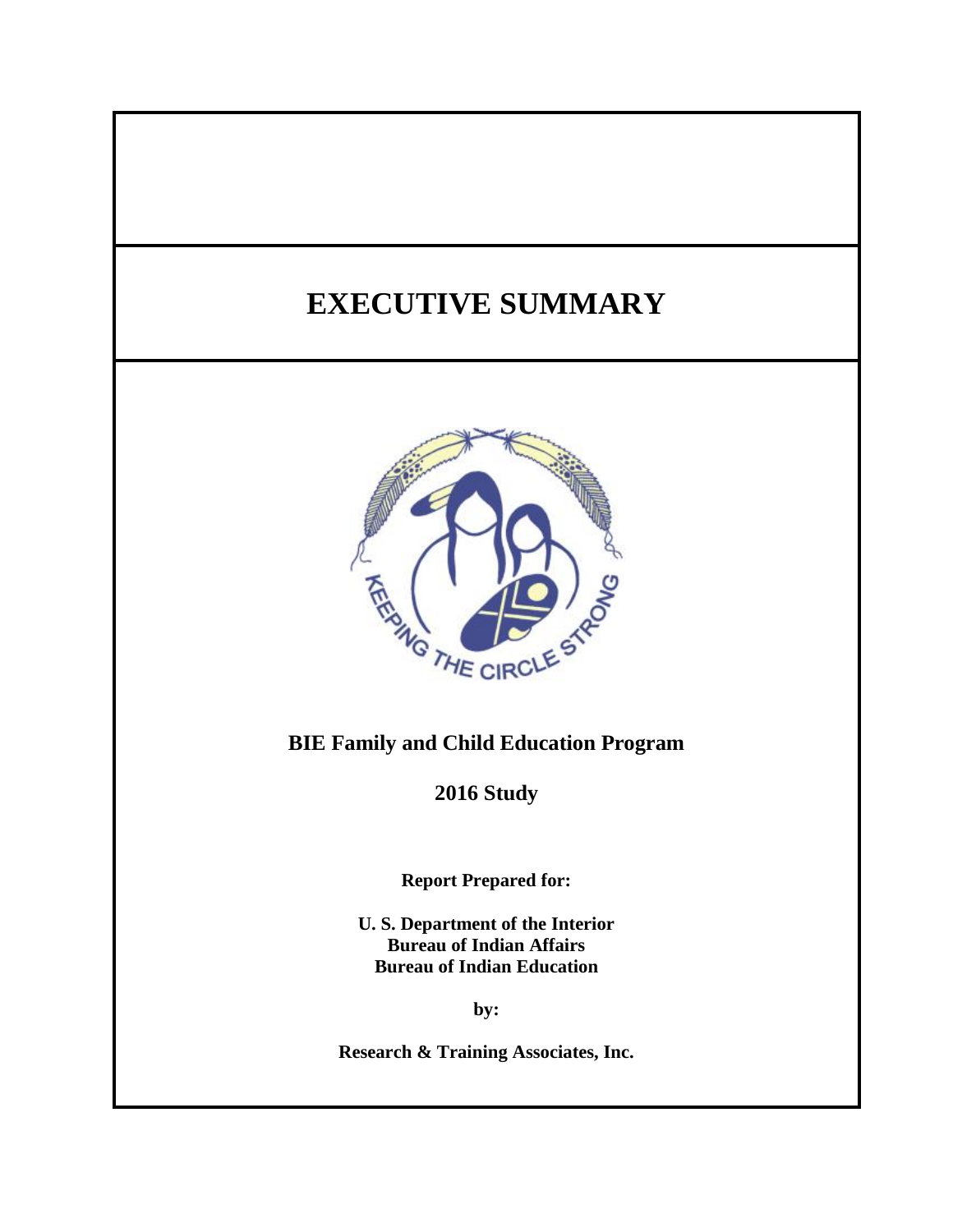# EXECUTIVE SUMMARY

**BIE Family and Child Education Program**

**2016 Study**

**Report Prepared for:**

**U. S. Department of the Interior**
**Bureau of Indian Affairs**
**Bureau of Indian Education**

**by:**

**Research & Training Associates, Inc.**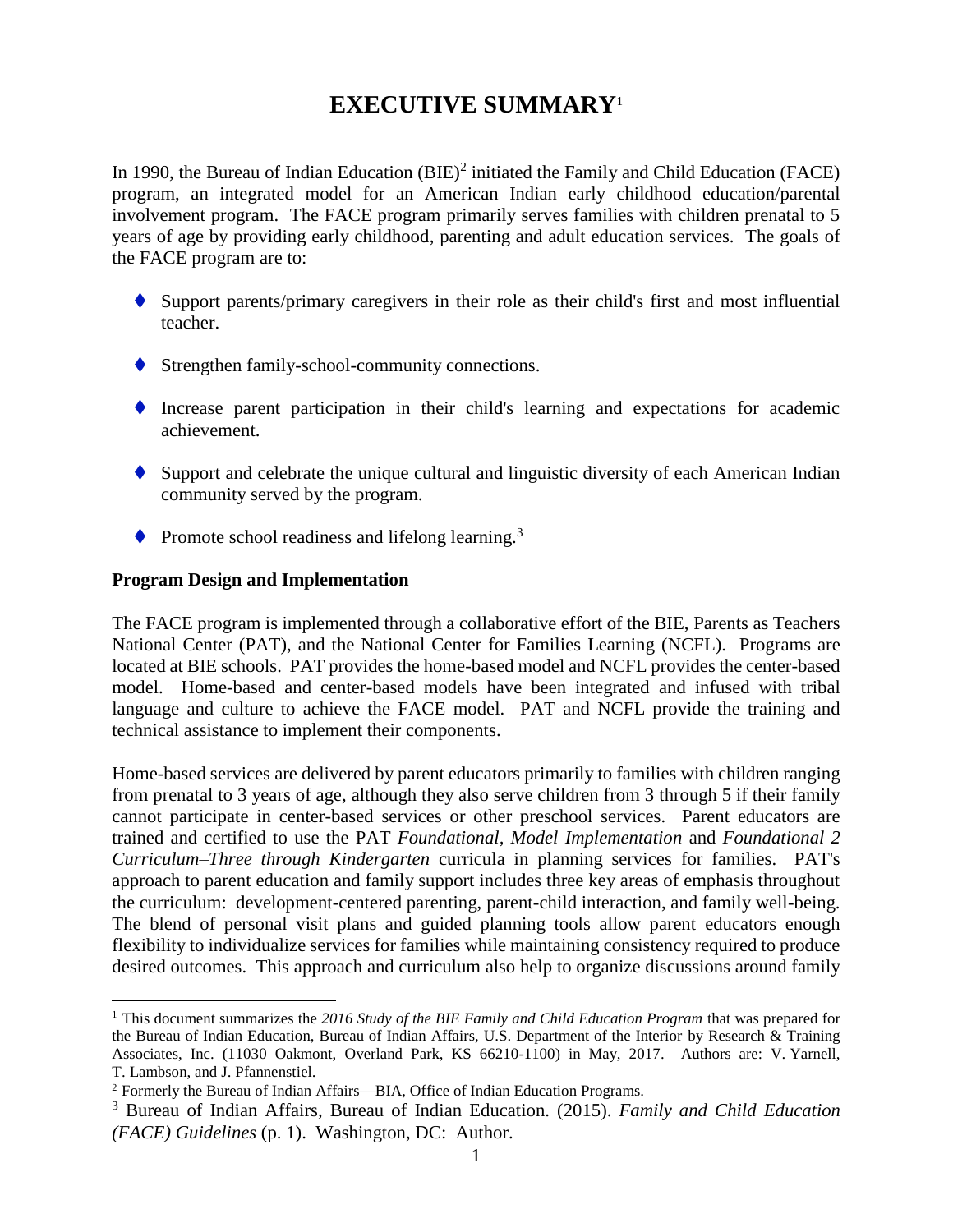# EXECUTIVE SUMMARY[1]

In 1990, the Bureau of Indian Education (BIE)[2] initiated the Family and Child Education (FACE) program, an integrated model for an American Indian early childhood education/parental involvement program. The FACE program primarily serves families with children prenatal to 5 years of age by providing early childhood, parenting and adult education services. The goals of the FACE program are to:

- Support parents/primary caregivers in their role as their child's first and most influential teacher.
- Strengthen family-school-community connections.
- Increase parent participation in their child's learning and expectations for academic achievement.
- Support and celebrate the unique cultural and linguistic diversity of each American Indian community served by the program.
- Promote school readiness and lifelong learning.[3]

**Program Design and Implementation**

The FACE program is implemented through a collaborative effort of the BIE, Parents as Teachers National Center (PAT), and the National Center for Families Learning (NCFL). Programs are located at BIE schools. PAT provides the home-based model and NCFL provides the center-based model. Home-based and center-based models have been integrated and infused with tribal language and culture to achieve the FACE model. PAT and NCFL provide the training and technical assistance to implement their components.

Home-based services are delivered by parent educators primarily to families with children ranging from prenatal to 3 years of age, although they also serve children from 3 through 5 if their family cannot participate in center-based services or other preschool services. Parent educators are trained and certified to use the PAT *Foundational, Model Implementation* and *Foundational 2 Curriculum–Three through Kindergarten* curricula in planning services for families. PAT's approach to parent education and family support includes three key areas of emphasis throughout the curriculum: development-centered parenting, parent-child interaction, and family well-being. The blend of personal visit plans and guided planning tools allow parent educators enough flexibility to individualize services for families while maintaining consistency required to produce desired outcomes. This approach and curriculum also help to organize discussions around family

---

[1] This document summarizes the *2016 Study of the BIE Family and Child Education Program* that was prepared for the Bureau of Indian Education, Bureau of Indian Affairs, U.S. Department of the Interior by Research & Training Associates, Inc. (11030 Oakmont, Overland Park, KS 66210-1100) in May, 2017. Authors are: V. Yarnell, T. Lambson, and J. Pfannenstiel.

[2] Formerly the Bureau of Indian Affairs—BIA, Office of Indian Education Programs.

[3] Bureau of Indian Affairs, Bureau of Indian Education. (2015). *Family and Child Education (FACE) Guidelines* (p. 1). Washington, DC: Author.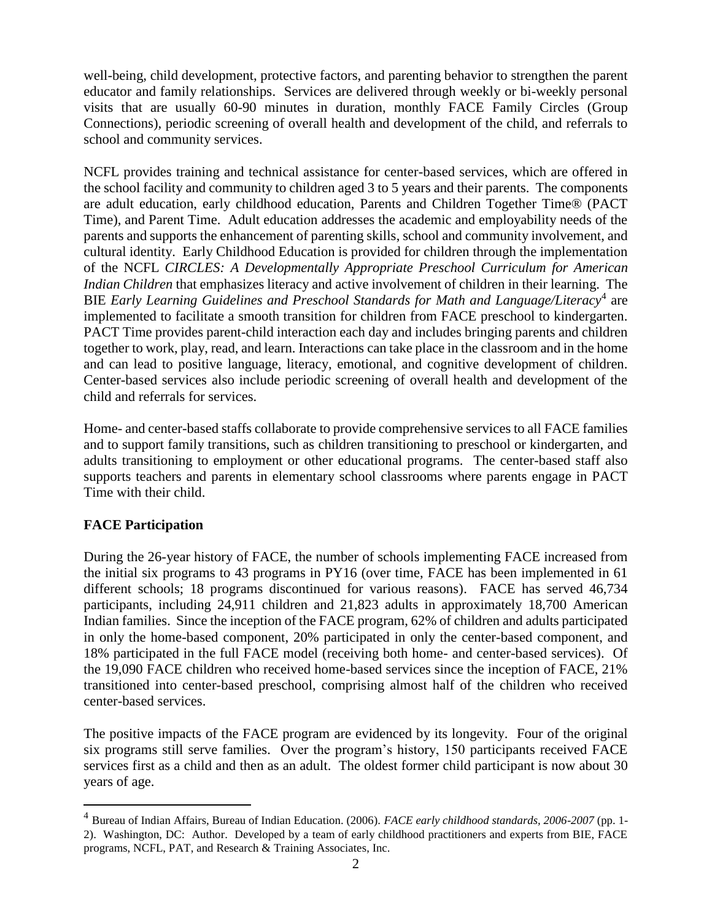well-being, child development, protective factors, and parenting behavior to strengthen the parent educator and family relationships. Services are delivered through weekly or bi-weekly personal visits that are usually 60-90 minutes in duration, monthly FACE Family Circles (Group Connections), periodic screening of overall health and development of the child, and referrals to school and community services.

NCFL provides training and technical assistance for center-based services, which are offered in the school facility and community to children aged 3 to 5 years and their parents. The components are adult education, early childhood education, Parents and Children Together Time® (PACT Time), and Parent Time. Adult education addresses the academic and employability needs of the parents and supports the enhancement of parenting skills, school and community involvement, and cultural identity. Early Childhood Education is provided for children through the implementation of the NCFL *CIRCLES: A Developmentally Appropriate Preschool Curriculum for American Indian Children* that emphasizes literacy and active involvement of children in their learning. The BIE *Early Learning Guidelines and Preschool Standards for Math and Language/Literacy*[4] are implemented to facilitate a smooth transition for children from FACE preschool to kindergarten. PACT Time provides parent-child interaction each day and includes bringing parents and children together to work, play, read, and learn. Interactions can take place in the classroom and in the home and can lead to positive language, literacy, emotional, and cognitive development of children. Center-based services also include periodic screening of overall health and development of the child and referrals for services.

Home- and center-based staffs collaborate to provide comprehensive services to all FACE families and to support family transitions, such as children transitioning to preschool or kindergarten, and adults transitioning to employment or other educational programs. The center-based staff also supports teachers and parents in elementary school classrooms where parents engage in PACT Time with their child.

**FACE Participation**

During the 26-year history of FACE, the number of schools implementing FACE increased from the initial six programs to 43 programs in PY16 (over time, FACE has been implemented in 61 different schools; 18 programs discontinued for various reasons). FACE has served 46,734 participants, including 24,911 children and 21,823 adults in approximately 18,700 American Indian families. Since the inception of the FACE program, 62% of children and adults participated in only the home-based component, 20% participated in only the center-based component, and 18% participated in the full FACE model (receiving both home- and center-based services). Of the 19,090 FACE children who received home-based services since the inception of FACE, 21% transitioned into center-based preschool, comprising almost half of the children who received center-based services.

The positive impacts of the FACE program are evidenced by its longevity. Four of the original six programs still serve families. Over the program's history, 150 participants received FACE services first as a child and then as an adult. The oldest former child participant is now about 30 years of age.

---

[4] Bureau of Indian Affairs, Bureau of Indian Education. (2006). *FACE early childhood standards, 2006-2007* (pp. 1-2). Washington, DC: Author. Developed by a team of early childhood practitioners and experts from BIE, FACE programs, NCFL, PAT, and Research & Training Associates, Inc.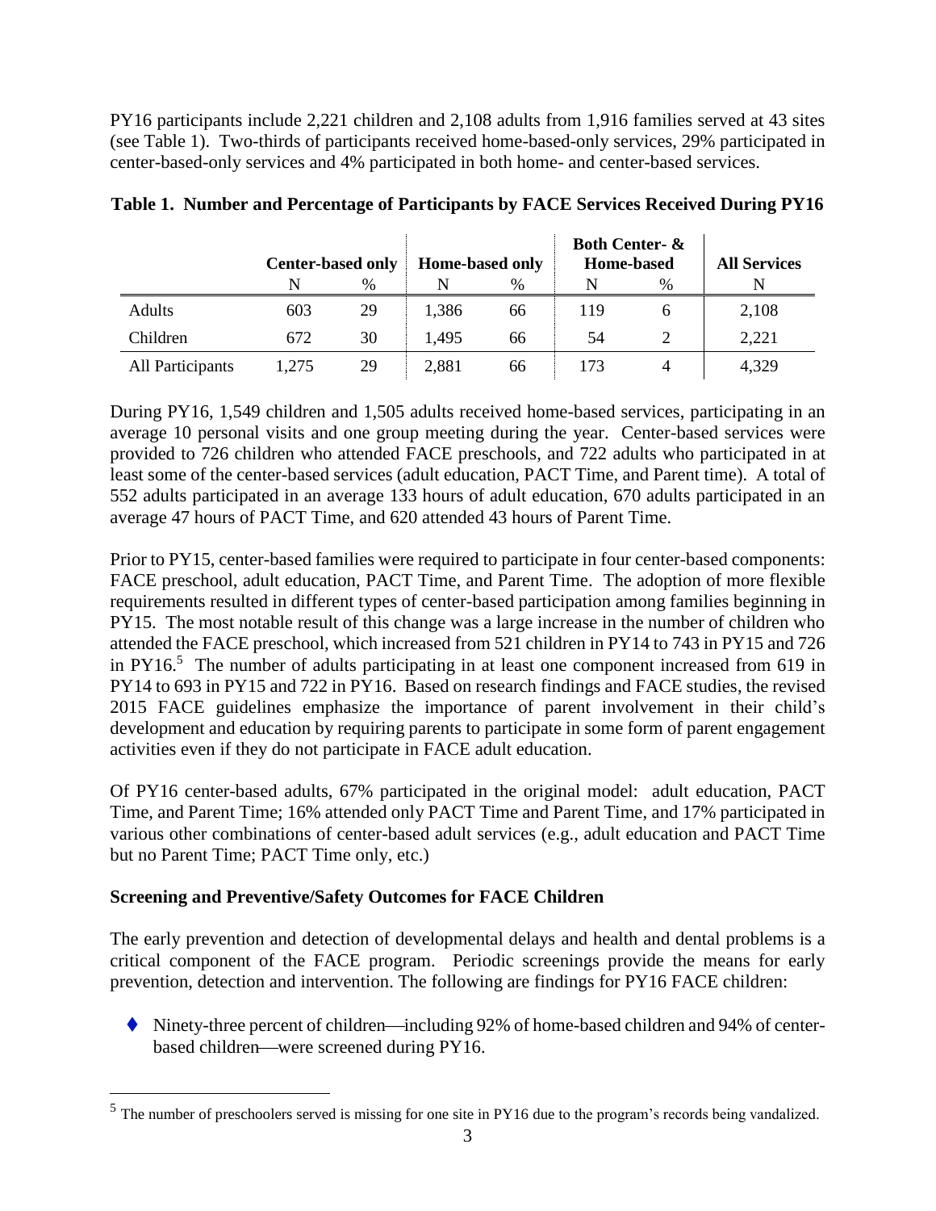PY16 participants include 2,221 children and 2,108 adults from 1,916 families served at 43 sites (see Table 1). Two-thirds of participants received home-based-only services, 29% participated in center-based-only services and 4% participated in both home- and center-based services.

**Table 1. Number and Percentage of Participants by FACE Services Received During PY16**

| | Center-based only | | Home-based only | | Both Center- & Home-based | | All Services |
|---|---|---|---|---|---|---|---|
| | N | % | N | % | N | % | N |
| Adults | 603 | 29 | 1,386 | 66 | 119 | 6 | 2,108 |
| Children | 672 | 30 | 1,495 | 66 | 54 | 2 | 2,221 |
| All Participants | 1,275 | 29 | 2,881 | 66 | 173 | 4 | 4,329 |

During PY16, 1,549 children and 1,505 adults received home-based services, participating in an average 10 personal visits and one group meeting during the year. Center-based services were provided to 726 children who attended FACE preschools, and 722 adults who participated in at least some of the center-based services (adult education, PACT Time, and Parent time). A total of 552 adults participated in an average 133 hours of adult education, 670 adults participated in an average 47 hours of PACT Time, and 620 attended 43 hours of Parent Time.

Prior to PY15, center-based families were required to participate in four center-based components: FACE preschool, adult education, PACT Time, and Parent Time. The adoption of more flexible requirements resulted in different types of center-based participation among families beginning in PY15. The most notable result of this change was a large increase in the number of children who attended the FACE preschool, which increased from 521 children in PY14 to 743 in PY15 and 726 in PY16.[5] The number of adults participating in at least one component increased from 619 in PY14 to 693 in PY15 and 722 in PY16. Based on research findings and FACE studies, the revised 2015 FACE guidelines emphasize the importance of parent involvement in their child's development and education by requiring parents to participate in some form of parent engagement activities even if they do not participate in FACE adult education.

Of PY16 center-based adults, 67% participated in the original model: adult education, PACT Time, and Parent Time; 16% attended only PACT Time and Parent Time, and 17% participated in various other combinations of center-based adult services (e.g., adult education and PACT Time but no Parent Time; PACT Time only, etc.)

## Screening and Preventive/Safety Outcomes for FACE Children

The early prevention and detection of developmental delays and health and dental problems is a critical component of the FACE program. Periodic screenings provide the means for early prevention, detection and intervention. The following are findings for PY16 FACE children:

- Ninety-three percent of children—including 92% of home-based children and 94% of center-based children—were screened during PY16.

[5] The number of preschoolers served is missing for one site in PY16 due to the program's records being vandalized.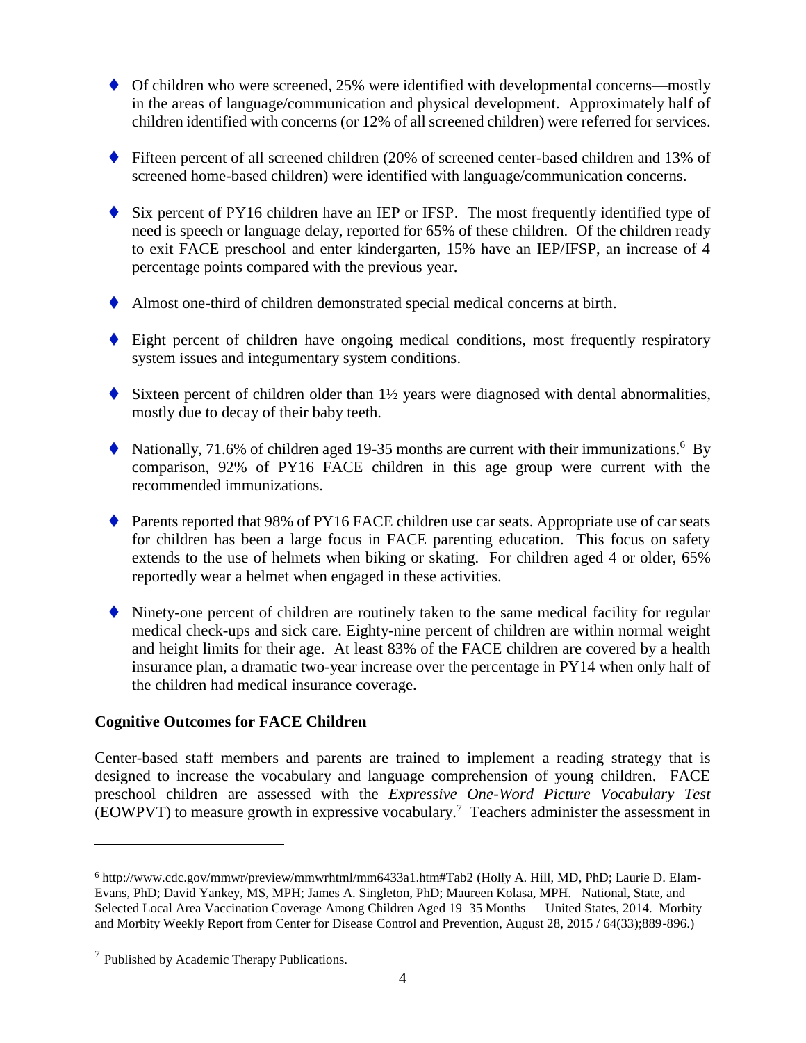- Of children who were screened, 25% were identified with developmental concerns—mostly in the areas of language/communication and physical development. Approximately half of children identified with concerns (or 12% of all screened children) were referred for services.

- Fifteen percent of all screened children (20% of screened center-based children and 13% of screened home-based children) were identified with language/communication concerns.

- Six percent of PY16 children have an IEP or IFSP. The most frequently identified type of need is speech or language delay, reported for 65% of these children. Of the children ready to exit FACE preschool and enter kindergarten, 15% have an IEP/IFSP, an increase of 4 percentage points compared with the previous year.

- Almost one-third of children demonstrated special medical concerns at birth.

- Eight percent of children have ongoing medical conditions, most frequently respiratory system issues and integumentary system conditions.

- Sixteen percent of children older than 1½ years were diagnosed with dental abnormalities, mostly due to decay of their baby teeth.

- Nationally, 71.6% of children aged 19-35 months are current with their immunizations.[6] By comparison, 92% of PY16 FACE children in this age group were current with the recommended immunizations.

- Parents reported that 98% of PY16 FACE children use car seats. Appropriate use of car seats for children has been a large focus in FACE parenting education. This focus on safety extends to the use of helmets when biking or skating. For children aged 4 or older, 65% reportedly wear a helmet when engaged in these activities.

- Ninety-one percent of children are routinely taken to the same medical facility for regular medical check-ups and sick care. Eighty-nine percent of children are within normal weight and height limits for their age. At least 83% of the FACE children are covered by a health insurance plan, a dramatic two-year increase over the percentage in PY14 when only half of the children had medical insurance coverage.

**Cognitive Outcomes for FACE Children**

Center-based staff members and parents are trained to implement a reading strategy that is designed to increase the vocabulary and language comprehension of young children. FACE preschool children are assessed with the *Expressive One-Word Picture Vocabulary Test* (EOWPVT) to measure growth in expressive vocabulary.[7] Teachers administer the assessment in

---

[6] http://www.cdc.gov/mmwr/preview/mmwrhtml/mm6433a1.htm#Tab2 (Holly A. Hill, MD, PhD; Laurie D. Elam-Evans, PhD; David Yankey, MS, MPH; James A. Singleton, PhD; Maureen Kolasa, MPH. National, State, and Selected Local Area Vaccination Coverage Among Children Aged 19–35 Months — United States, 2014. Morbity and Morbity Weekly Report from Center for Disease Control and Prevention, August 28, 2015 / 64(33);889-896.)

[7] Published by Academic Therapy Publications.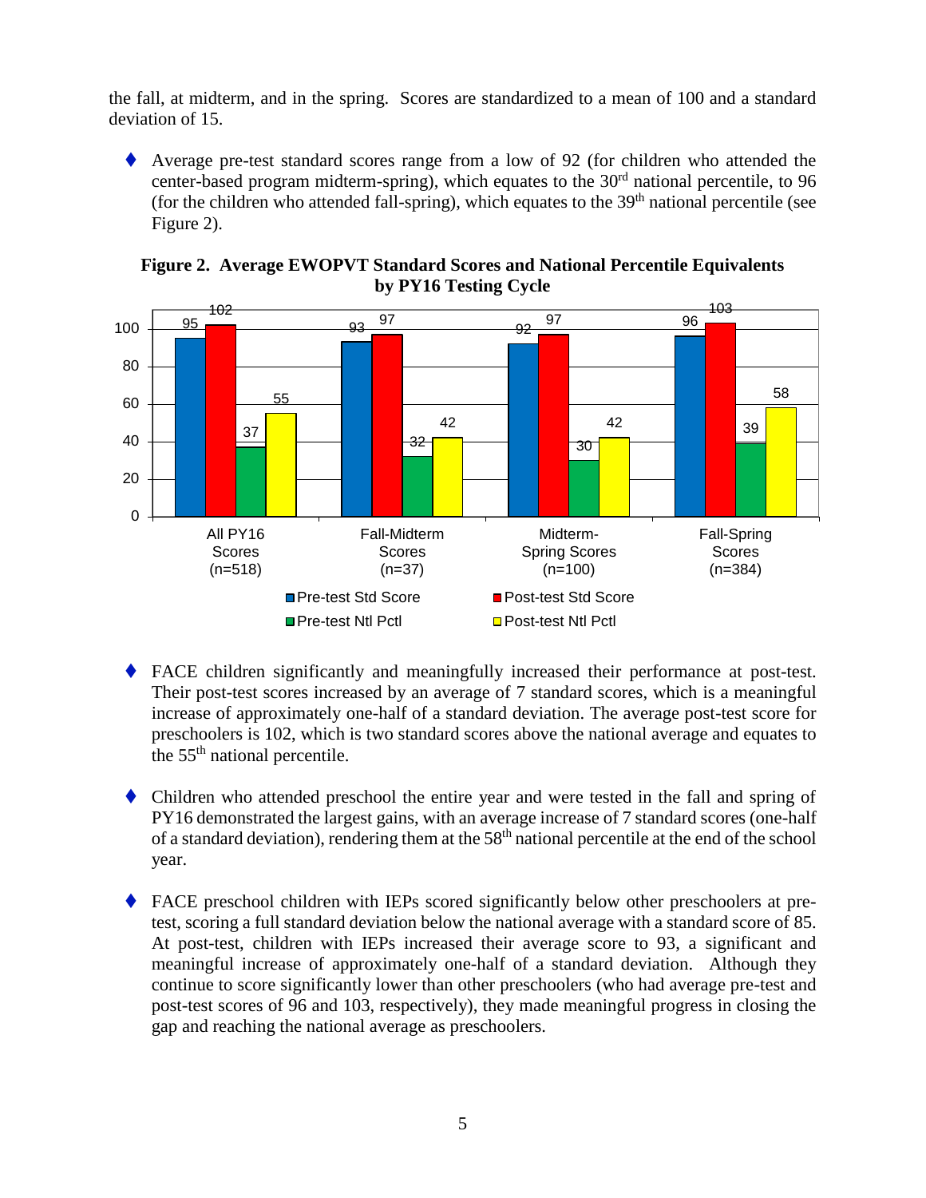the fall, at midterm, and in the spring. Scores are standardized to a mean of 100 and a standard deviation of 15.

- Average pre-test standard scores range from a low of 92 (for children who attended the center-based program midterm-spring), which equates to the 30rd national percentile, to 96 (for the children who attended fall-spring), which equates to the 39th national percentile (see Figure 2).

**Figure 2. Average EWOPVT Standard Scores and National Percentile Equivalents by PY16 Testing Cycle**

| | All PY16 Scores (n=518) | Fall-Midterm Scores (n=37) | Midterm-Spring Scores (n=100) | Fall-Spring Scores (n=384) |
|---|---|---|---|---|
| Pre-test Std Score | 95 | 93 | 92 | 96 |
| Post-test Std Score | 102 | 97 | 97 | 103 |
| Pre-test Ntl Pctl | 37 | 32 | 30 | 39 |
| Post-test Ntl Pctl | 55 | 42 | 42 | 58 |

- FACE children significantly and meaningfully increased their performance at post-test. Their post-test scores increased by an average of 7 standard scores, which is a meaningful increase of approximately one-half of a standard deviation. The average post-test score for preschoolers is 102, which is two standard scores above the national average and equates to the 55th national percentile.

- Children who attended preschool the entire year and were tested in the fall and spring of PY16 demonstrated the largest gains, with an average increase of 7 standard scores (one-half of a standard deviation), rendering them at the 58th national percentile at the end of the school year.

- FACE preschool children with IEPs scored significantly below other preschoolers at pre-test, scoring a full standard deviation below the national average with a standard score of 85. At post-test, children with IEPs increased their average score to 93, a significant and meaningful increase of approximately one-half of a standard deviation. Although they continue to score significantly lower than other preschoolers (who had average pre-test and post-test scores of 96 and 103, respectively), they made meaningful progress in closing the gap and reaching the national average as preschoolers.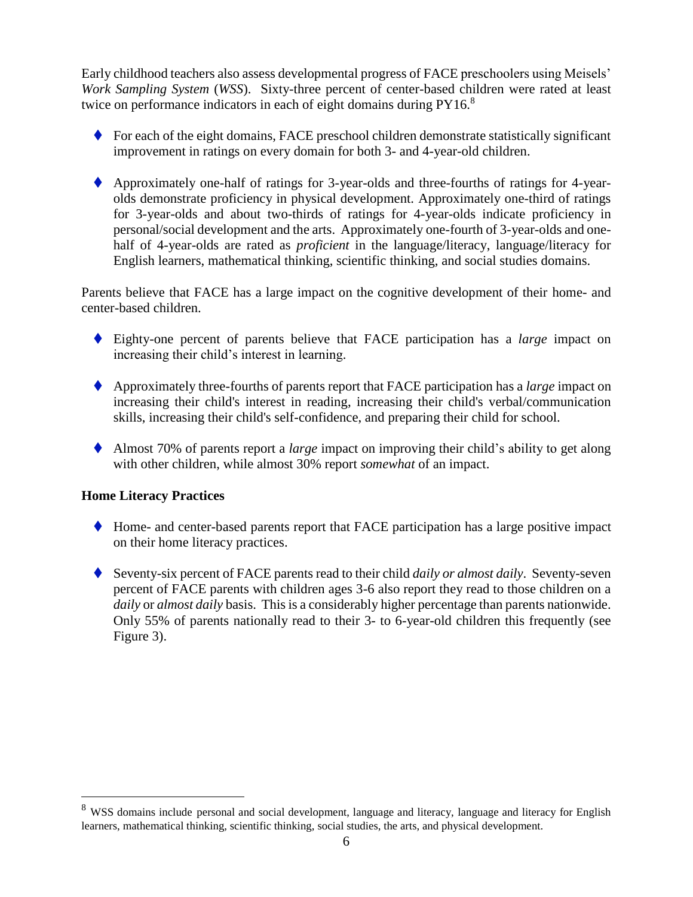Early childhood teachers also assess developmental progress of FACE preschoolers using Meisels' *Work Sampling System* (*WSS*). Sixty-three percent of center-based children were rated at least twice on performance indicators in each of eight domains during PY16.[8]

- For each of the eight domains, FACE preschool children demonstrate statistically significant improvement in ratings on every domain for both 3- and 4-year-old children.

- Approximately one-half of ratings for 3-year-olds and three-fourths of ratings for 4-year-olds demonstrate proficiency in physical development. Approximately one-third of ratings for 3-year-olds and about two-thirds of ratings for 4-year-olds indicate proficiency in personal/social development and the arts. Approximately one-fourth of 3-year-olds and one-half of 4-year-olds are rated as *proficient* in the language/literacy, language/literacy for English learners, mathematical thinking, scientific thinking, and social studies domains.

Parents believe that FACE has a large impact on the cognitive development of their home- and center-based children.

- Eighty-one percent of parents believe that FACE participation has a *large* impact on increasing their child's interest in learning.

- Approximately three-fourths of parents report that FACE participation has a *large* impact on increasing their child's interest in reading, increasing their child's verbal/communication skills, increasing their child's self-confidence, and preparing their child for school.

- Almost 70% of parents report a *large* impact on improving their child's ability to get along with other children, while almost 30% report *somewhat* of an impact.

**Home Literacy Practices**

- Home- and center-based parents report that FACE participation has a large positive impact on their home literacy practices.

- Seventy-six percent of FACE parents read to their child *daily or almost daily*. Seventy-seven percent of FACE parents with children ages 3-6 also report they read to those children on a *daily* or *almost daily* basis. This is a considerably higher percentage than parents nationwide. Only 55% of parents nationally read to their 3- to 6-year-old children this frequently (see Figure 3).

[8] WSS domains include personal and social development, language and literacy, language and literacy for English learners, mathematical thinking, scientific thinking, social studies, the arts, and physical development.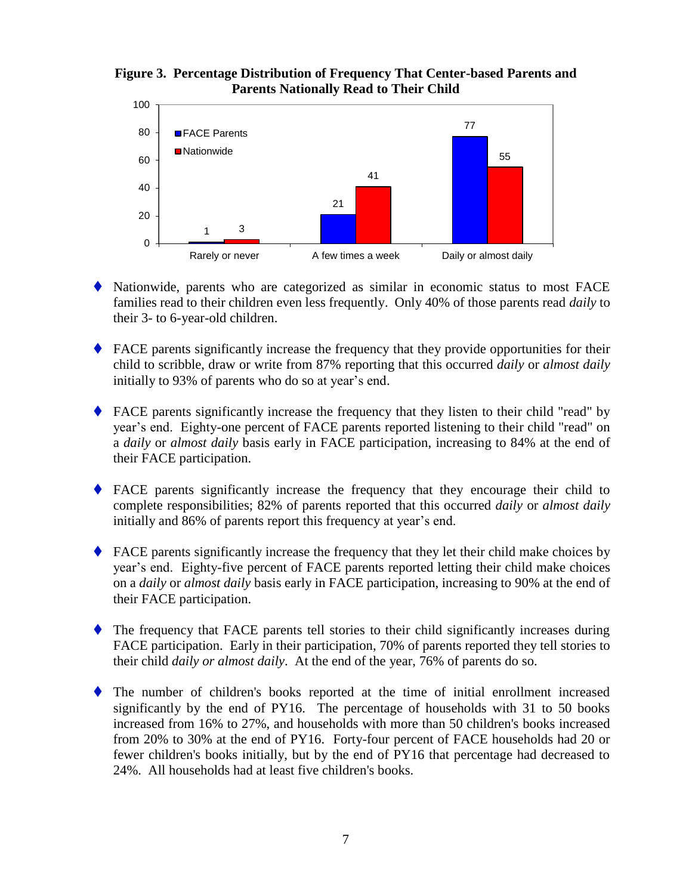**Figure 3. Percentage Distribution of Frequency That Center-based Parents and Parents Nationally Read to Their Child**

| | FACE Parents | Nationwide |
|---|---|---|
| Rarely or never | 1 | 3 |
| A few times a week | 21 | 41 |
| Daily or almost daily | 77 | 55 |

- Nationwide, parents who are categorized as similar in economic status to most FACE families read to their children even less frequently. Only 40% of those parents read *daily* to their 3- to 6-year-old children.

- FACE parents significantly increase the frequency that they provide opportunities for their child to scribble, draw or write from 87% reporting that this occurred *daily* or *almost daily* initially to 93% of parents who do so at year's end.

- FACE parents significantly increase the frequency that they listen to their child "read" by year's end. Eighty-one percent of FACE parents reported listening to their child "read" on a *daily* or *almost daily* basis early in FACE participation, increasing to 84% at the end of their FACE participation.

- FACE parents significantly increase the frequency that they encourage their child to complete responsibilities; 82% of parents reported that this occurred *daily* or *almost daily* initially and 86% of parents report this frequency at year's end.

- FACE parents significantly increase the frequency that they let their child make choices by year's end. Eighty-five percent of FACE parents reported letting their child make choices on a *daily* or *almost daily* basis early in FACE participation, increasing to 90% at the end of their FACE participation.

- The frequency that FACE parents tell stories to their child significantly increases during FACE participation. Early in their participation, 70% of parents reported they tell stories to their child *daily or almost daily*. At the end of the year, 76% of parents do so.

- The number of children's books reported at the time of initial enrollment increased significantly by the end of PY16. The percentage of households with 31 to 50 books increased from 16% to 27%, and households with more than 50 children's books increased from 20% to 30% at the end of PY16. Forty-four percent of FACE households had 20 or fewer children's books initially, but by the end of PY16 that percentage had decreased to 24%. All households had at least five children's books.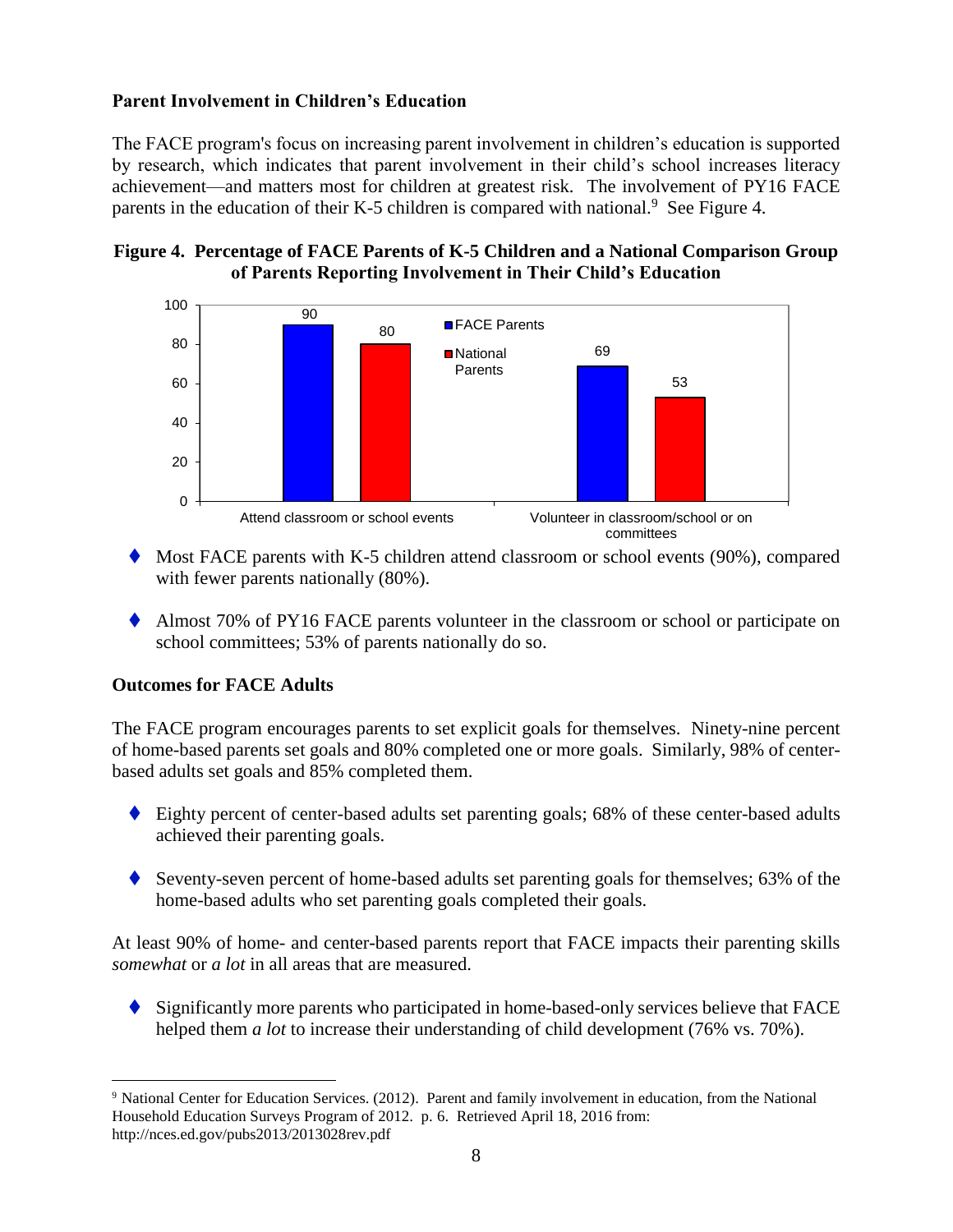### Parent Involvement in Children's Education

The FACE program's focus on increasing parent involvement in children's education is supported by research, which indicates that parent involvement in their child's school increases literacy achievement—and matters most for children at greatest risk. The involvement of PY16 FACE parents in the education of their K-5 children is compared with national.[9] See Figure 4.

**Figure 4. Percentage of FACE Parents of K-5 Children and a National Comparison Group of Parents Reporting Involvement in Their Child's Education**

| | FACE Parents | National Parents |
|---|---|---|
| Attend classroom or school events | 90 | 80 |
| Volunteer in classroom/school or on committees | 69 | 53 |

- Most FACE parents with K-5 children attend classroom or school events (90%), compared with fewer parents nationally (80%).
- Almost 70% of PY16 FACE parents volunteer in the classroom or school or participate on school committees; 53% of parents nationally do so.

### Outcomes for FACE Adults

The FACE program encourages parents to set explicit goals for themselves. Ninety-nine percent of home-based parents set goals and 80% completed one or more goals. Similarly, 98% of center-based adults set goals and 85% completed them.

- Eighty percent of center-based adults set parenting goals; 68% of these center-based adults achieved their parenting goals.
- Seventy-seven percent of home-based adults set parenting goals for themselves; 63% of the home-based adults who set parenting goals completed their goals.

At least 90% of home- and center-based parents report that FACE impacts their parenting skills *somewhat* or *a lot* in all areas that are measured.

- Significantly more parents who participated in home-based-only services believe that FACE helped them *a lot* to increase their understanding of child development (76% vs. 70%).

---

[9] National Center for Education Services. (2012). Parent and family involvement in education, from the National Household Education Surveys Program of 2012. p. 6. Retrieved April 18, 2016 from: http://nces.ed.gov/pubs2013/2013028rev.pdf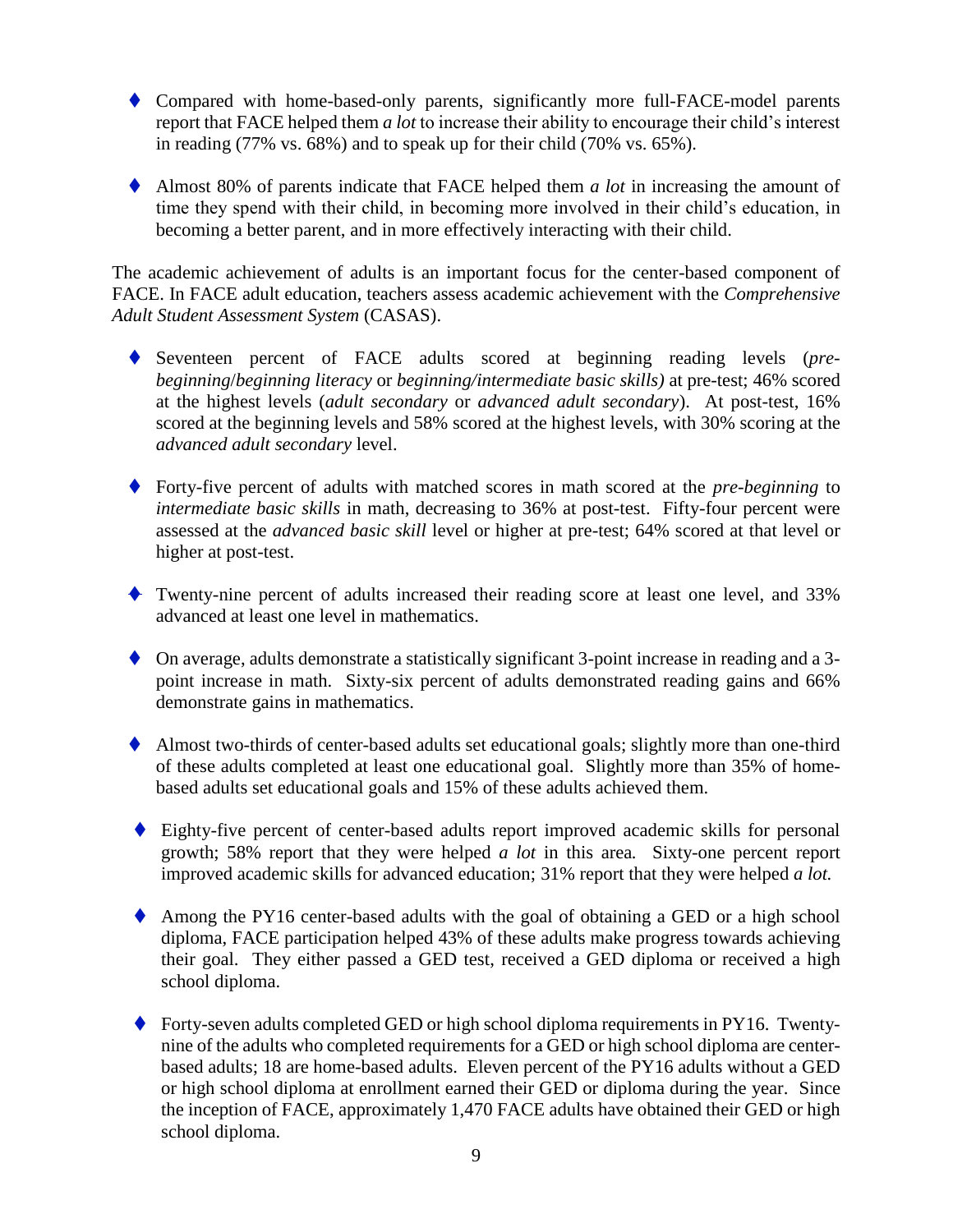- Compared with home-based-only parents, significantly more full-FACE-model parents report that FACE helped them *a lot* to increase their ability to encourage their child's interest in reading (77% vs. 68%) and to speak up for their child (70% vs. 65%).

- Almost 80% of parents indicate that FACE helped them *a lot* in increasing the amount of time they spend with their child, in becoming more involved in their child's education, in becoming a better parent, and in more effectively interacting with their child.

The academic achievement of adults is an important focus for the center-based component of FACE. In FACE adult education, teachers assess academic achievement with the *Comprehensive Adult Student Assessment System* (CASAS).

- Seventeen percent of FACE adults scored at beginning reading levels (*pre-beginning*/*beginning literacy* or *beginning/intermediate basic skills)* at pre-test; 46% scored at the highest levels (*adult secondary* or *advanced adult secondary*). At post-test, 16% scored at the beginning levels and 58% scored at the highest levels, with 30% scoring at the *advanced adult secondary* level.

- Forty-five percent of adults with matched scores in math scored at the *pre-beginning* to *intermediate basic skills* in math, decreasing to 36% at post-test. Fifty-four percent were assessed at the *advanced basic skill* level or higher at pre-test; 64% scored at that level or higher at post-test.

- Twenty-nine percent of adults increased their reading score at least one level, and 33% advanced at least one level in mathematics.

- On average, adults demonstrate a statistically significant 3-point increase in reading and a 3-point increase in math. Sixty-six percent of adults demonstrated reading gains and 66% demonstrate gains in mathematics.

- Almost two-thirds of center-based adults set educational goals; slightly more than one-third of these adults completed at least one educational goal. Slightly more than 35% of home-based adults set educational goals and 15% of these adults achieved them.

- Eighty-five percent of center-based adults report improved academic skills for personal growth; 58% report that they were helped *a lot* in this area. Sixty-one percent report improved academic skills for advanced education; 31% report that they were helped *a lot.*

- Among the PY16 center-based adults with the goal of obtaining a GED or a high school diploma, FACE participation helped 43% of these adults make progress towards achieving their goal. They either passed a GED test, received a GED diploma or received a high school diploma.

- Forty-seven adults completed GED or high school diploma requirements in PY16. Twenty-nine of the adults who completed requirements for a GED or high school diploma are center-based adults; 18 are home-based adults. Eleven percent of the PY16 adults without a GED or high school diploma at enrollment earned their GED or diploma during the year. Since the inception of FACE, approximately 1,470 FACE adults have obtained their GED or high school diploma.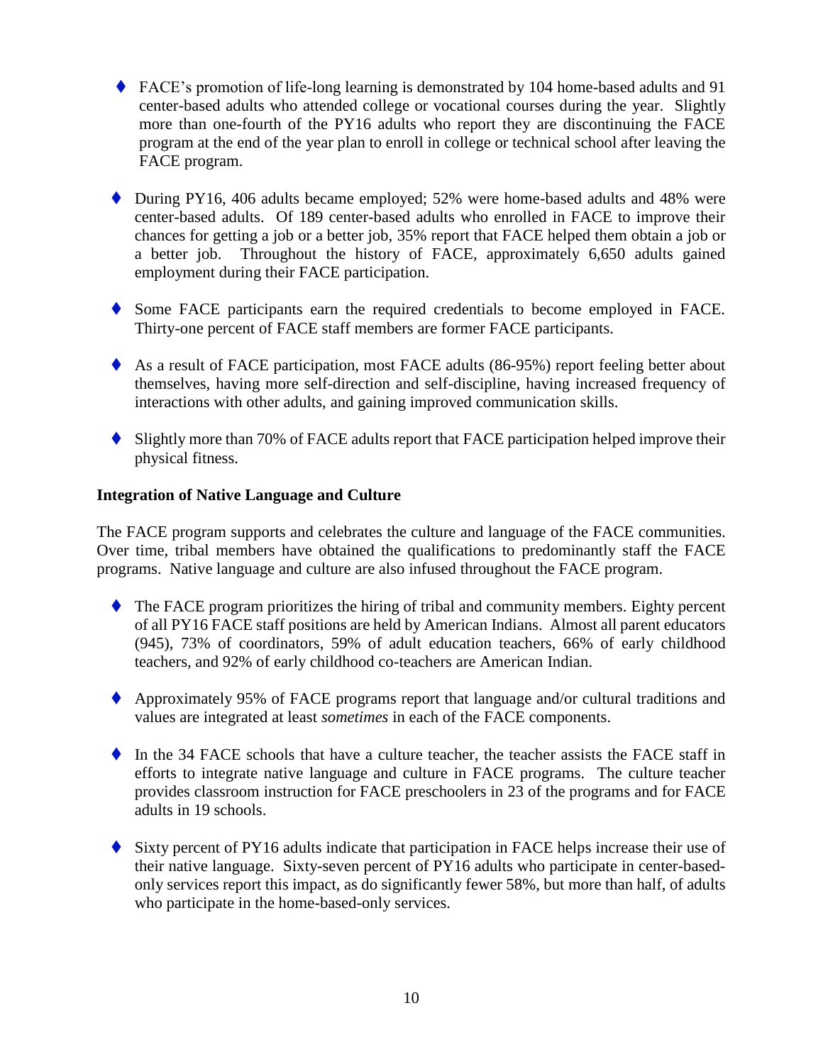- FACE's promotion of life-long learning is demonstrated by 104 home-based adults and 91 center-based adults who attended college or vocational courses during the year. Slightly more than one-fourth of the PY16 adults who report they are discontinuing the FACE program at the end of the year plan to enroll in college or technical school after leaving the FACE program.

- During PY16, 406 adults became employed; 52% were home-based adults and 48% were center-based adults. Of 189 center-based adults who enrolled in FACE to improve their chances for getting a job or a better job, 35% report that FACE helped them obtain a job or a better job. Throughout the history of FACE, approximately 6,650 adults gained employment during their FACE participation.

- Some FACE participants earn the required credentials to become employed in FACE. Thirty-one percent of FACE staff members are former FACE participants.

- As a result of FACE participation, most FACE adults (86-95%) report feeling better about themselves, having more self-direction and self-discipline, having increased frequency of interactions with other adults, and gaining improved communication skills.

- Slightly more than 70% of FACE adults report that FACE participation helped improve their physical fitness.

**Integration of Native Language and Culture**

The FACE program supports and celebrates the culture and language of the FACE communities. Over time, tribal members have obtained the qualifications to predominantly staff the FACE programs. Native language and culture are also infused throughout the FACE program.

- The FACE program prioritizes the hiring of tribal and community members. Eighty percent of all PY16 FACE staff positions are held by American Indians. Almost all parent educators (945), 73% of coordinators, 59% of adult education teachers, 66% of early childhood teachers, and 92% of early childhood co-teachers are American Indian.

- Approximately 95% of FACE programs report that language and/or cultural traditions and values are integrated at least *sometimes* in each of the FACE components.

- In the 34 FACE schools that have a culture teacher, the teacher assists the FACE staff in efforts to integrate native language and culture in FACE programs. The culture teacher provides classroom instruction for FACE preschoolers in 23 of the programs and for FACE adults in 19 schools.

- Sixty percent of PY16 adults indicate that participation in FACE helps increase their use of their native language. Sixty-seven percent of PY16 adults who participate in center-based-only services report this impact, as do significantly fewer 58%, but more than half, of adults who participate in the home-based-only services.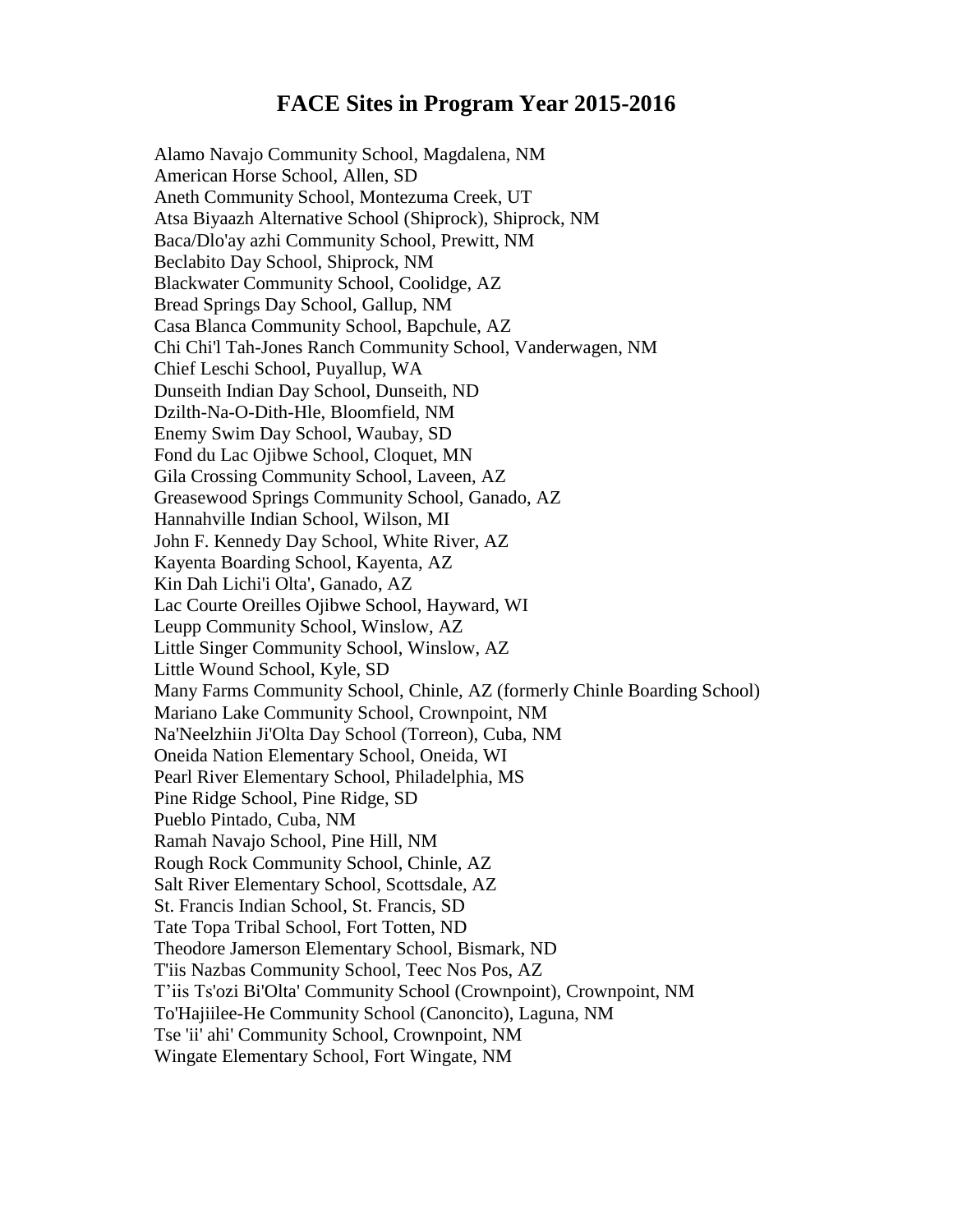# FACE Sites in Program Year 2015-2016

Alamo Navajo Community School, Magdalena, NM
American Horse School, Allen, SD
Aneth Community School, Montezuma Creek, UT
Atsa Biyaazh Alternative School (Shiprock), Shiprock, NM
Baca/Dlo'ay azhi Community School, Prewitt, NM
Beclabito Day School, Shiprock, NM
Blackwater Community School, Coolidge, AZ
Bread Springs Day School, Gallup, NM
Casa Blanca Community School, Bapchule, AZ
Chi Chi'l Tah-Jones Ranch Community School, Vanderwagen, NM
Chief Leschi School, Puyallup, WA
Dunseith Indian Day School, Dunseith, ND
Dzilth-Na-O-Dith-Hle, Bloomfield, NM
Enemy Swim Day School, Waubay, SD
Fond du Lac Ojibwe School, Cloquet, MN
Gila Crossing Community School, Laveen, AZ
Greasewood Springs Community School, Ganado, AZ
Hannahville Indian School, Wilson, MI
John F. Kennedy Day School, White River, AZ
Kayenta Boarding School, Kayenta, AZ
Kin Dah Lichi'i Olta', Ganado, AZ
Lac Courte Oreilles Ojibwe School, Hayward, WI
Leupp Community School, Winslow, AZ
Little Singer Community School, Winslow, AZ
Little Wound School, Kyle, SD
Many Farms Community School, Chinle, AZ (formerly Chinle Boarding School)
Mariano Lake Community School, Crownpoint, NM
Na'Neelzhiin Ji'Olta Day School (Torreon), Cuba, NM
Oneida Nation Elementary School, Oneida, WI
Pearl River Elementary School, Philadelphia, MS
Pine Ridge School, Pine Ridge, SD
Pueblo Pintado, Cuba, NM
Ramah Navajo School, Pine Hill, NM
Rough Rock Community School, Chinle, AZ
Salt River Elementary School, Scottsdale, AZ
St. Francis Indian School, St. Francis, SD
Tate Topa Tribal School, Fort Totten, ND
Theodore Jamerson Elementary School, Bismark, ND
T'iis Nazbas Community School, Teec Nos Pos, AZ
T'iis Ts'ozi Bi'Olta' Community School (Crownpoint), Crownpoint, NM
To'Hajiilee-He Community School (Canoncito), Laguna, NM
Tse 'ii' ahi' Community School, Crownpoint, NM
Wingate Elementary School, Fort Wingate, NM